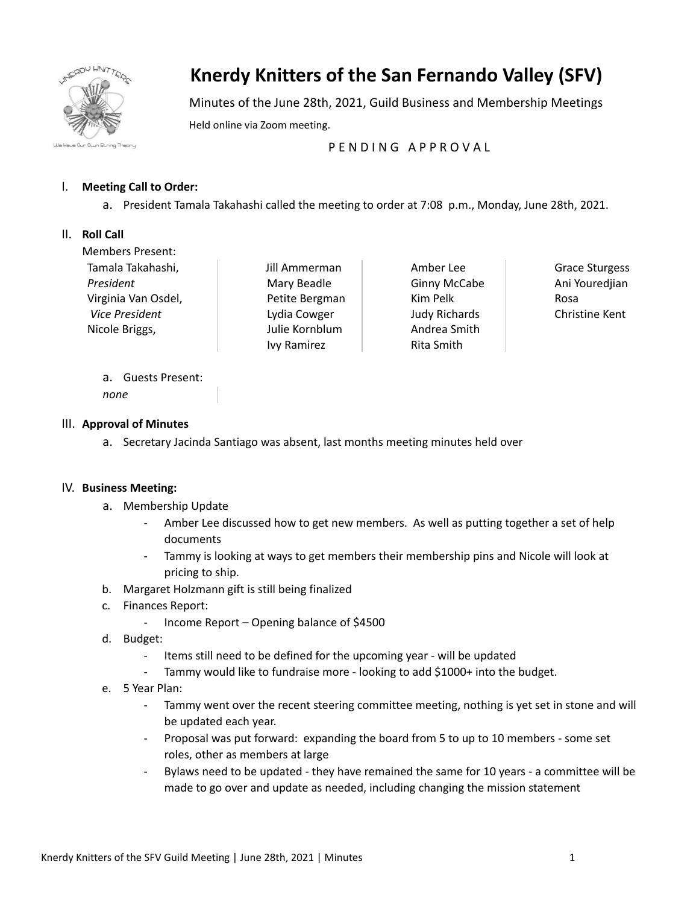# Knerdy Knitters of the San Fernando Valley (SFV)

Minutes of the June 28th, 2021, Guild Business and Membership Meetings

Held online via Zoom meeting.

P E N D I N G   A P P R O V A L

I. **Meeting Call to Order:**
   a. President Tamala Takahashi called the meeting to order at 7:08 p.m., Monday, June 28th, 2021.

II. **Roll Call**

Members Present:

| | | | |
|---|---|---|---|
| Tamala Takahashi, *President* | Jill Ammerman | Amber Lee | Grace Sturgess |
| Virginia Van Osdel, *Vice President* | Mary Beadle | Ginny McCabe | Ani Youredjian |
| Nicole Briggs, | Petite Bergman | Kim Pelk | Rosa |
| | Lydia Cowger | Judy Richards | Christine Kent |
| | Julie Kornblum | Andrea Smith | |
| | Ivy Ramirez | Rita Smith | |

   a. Guests Present:
   *none*

III. **Approval of Minutes**
   a. Secretary Jacinda Santiago was absent, last months meeting minutes held over

IV. **Business Meeting:**
   a. Membership Update
      - Amber Lee discussed how to get new members. As well as putting together a set of help documents
      - Tammy is looking at ways to get members their membership pins and Nicole will look at pricing to ship.
   b. Margaret Holzmann gift is still being finalized
   c. Finances Report:
      - Income Report – Opening balance of $4500
   d. Budget:
      - Items still need to be defined for the upcoming year - will be updated
      - Tammy would like to fundraise more - looking to add $1000+ into the budget.
   e. 5 Year Plan:
      - Tammy went over the recent steering committee meeting, nothing is yet set in stone and will be updated each year.
      - Proposal was put forward: expanding the board from 5 to up to 10 members - some set roles, other as members at large
      - Bylaws need to be updated - they have remained the same for 10 years - a committee will be made to go over and update as needed, including changing the mission statement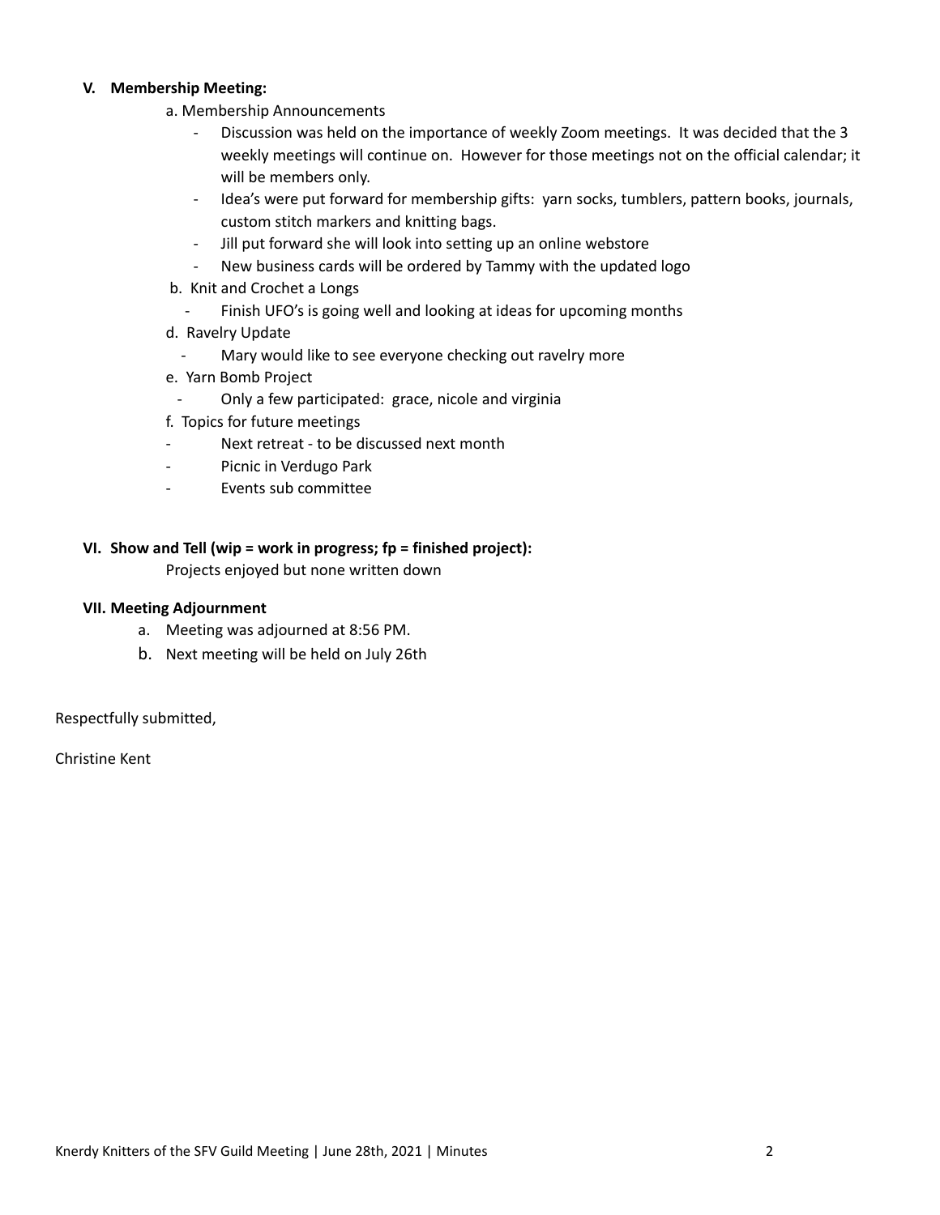## V. Membership Meeting:

a. Membership Announcements

- Discussion was held on the importance of weekly Zoom meetings. It was decided that the 3 weekly meetings will continue on. However for those meetings not on the official calendar; it will be members only.
- Idea's were put forward for membership gifts: yarn socks, tumblers, pattern books, journals, custom stitch markers and knitting bags.
- Jill put forward she will look into setting up an online webstore
- New business cards will be ordered by Tammy with the updated logo

b. Knit and Crochet a Longs

- Finish UFO's is going well and looking at ideas for upcoming months

d. Ravelry Update

- Mary would like to see everyone checking out ravelry more

e. Yarn Bomb Project

- Only a few participated: grace, nicole and virginia

f. Topics for future meetings

- Next retreat - to be discussed next month
- Picnic in Verdugo Park
- Events sub committee

## VI. Show and Tell (wip = work in progress; fp = finished project):

Projects enjoyed but none written down

## VII. Meeting Adjournment

a. Meeting was adjourned at 8:56 PM.

b. Next meeting will be held on July 26th

Respectfully submitted,

Christine Kent